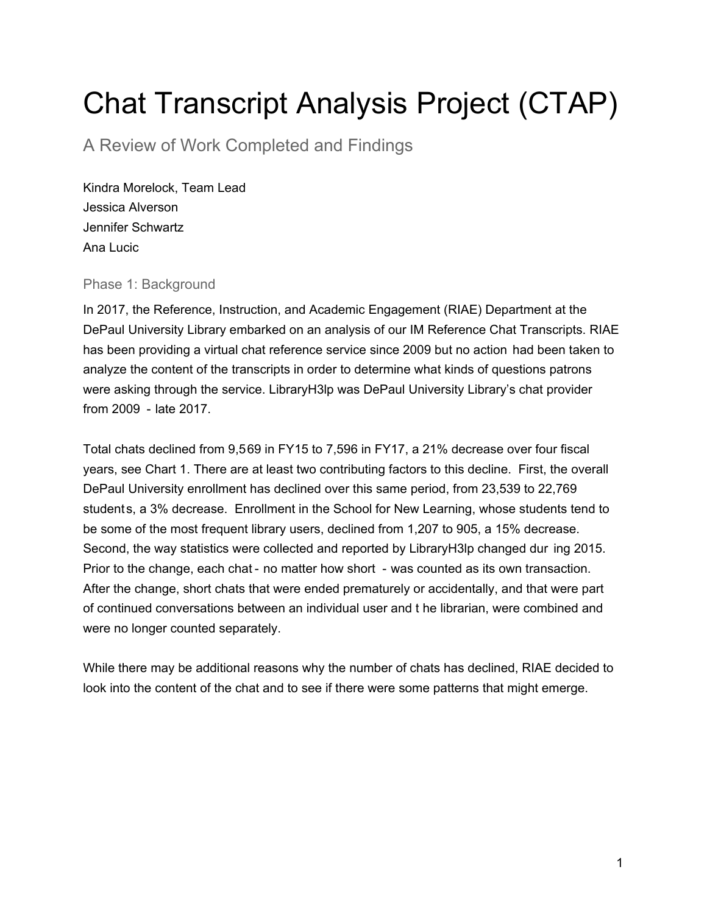# Chat Transcript Analysis Project (CTAP)

## A Review of Work Completed and Findings

Kindra Morelock, Team Lead
Jessica Alverson
Jennifer Schwartz
Ana Lucic

### Phase 1: Background

In 2017, the Reference, Instruction, and Academic Engagement (RIAE) Department at the DePaul University Library embarked on an analysis of our IM Reference Chat Transcripts. RIAE has been providing a virtual chat reference service since 2009 but no action had been taken to analyze the content of the transcripts in order to determine what kinds of questions patrons were asking through the service. LibraryH3lp was DePaul University Library's chat provider from 2009 - late 2017.

Total chats declined from 9,569 in FY15 to 7,596 in FY17, a 21% decrease over four fiscal years, see Chart 1. There are at least two contributing factors to this decline. First, the overall DePaul University enrollment has declined over this same period, from 23,539 to 22,769 students, a 3% decrease. Enrollment in the School for New Learning, whose students tend to be some of the most frequent library users, declined from 1,207 to 905, a 15% decrease. Second, the way statistics were collected and reported by LibraryH3lp changed during 2015. Prior to the change, each chat - no matter how short - was counted as its own transaction. After the change, short chats that were ended prematurely or accidentally, and that were part of continued conversations between an individual user and the librarian, were combined and were no longer counted separately.

While there may be additional reasons why the number of chats has declined, RIAE decided to look into the content of the chat and to see if there were some patterns that might emerge.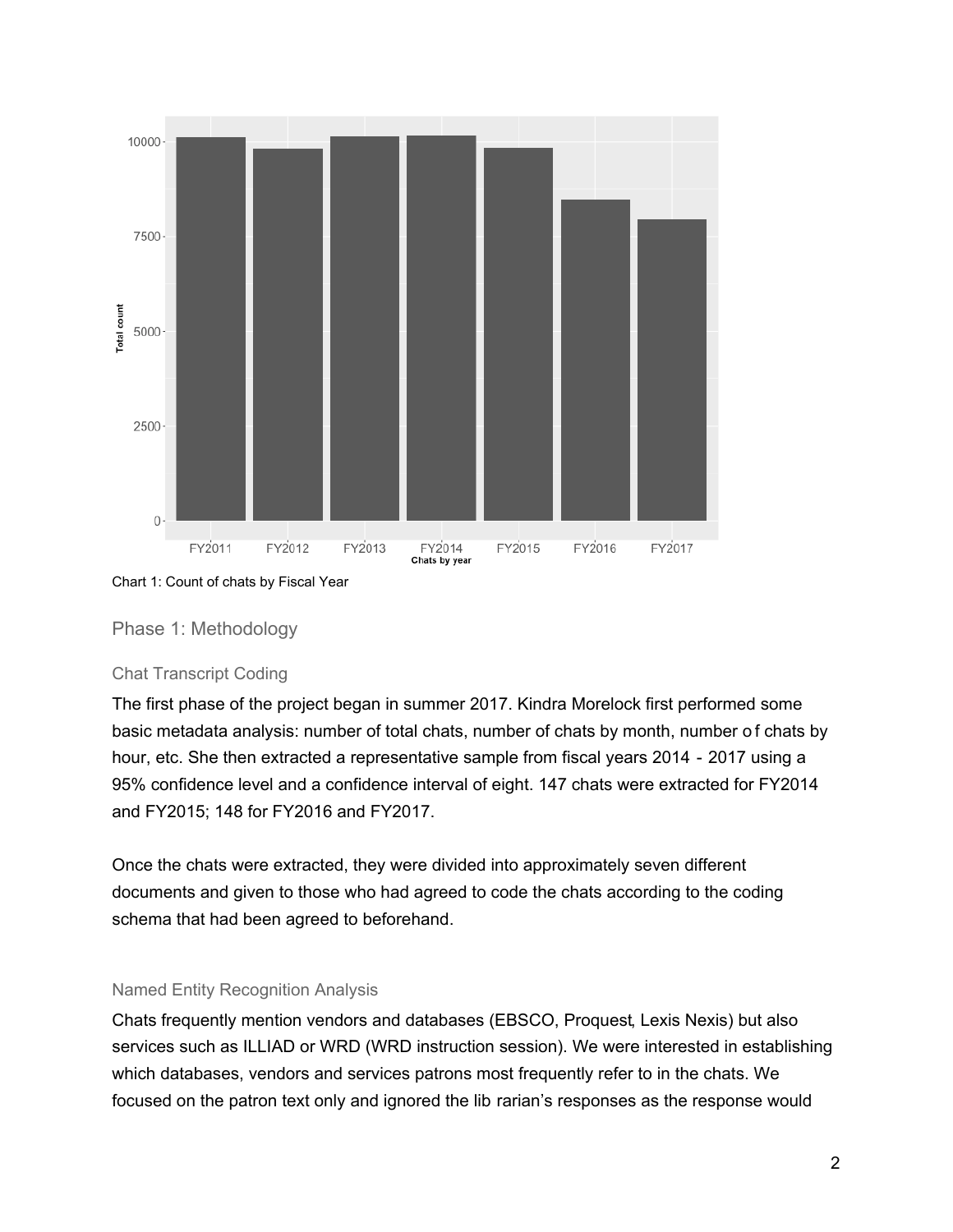Chart 1: Count of chats by Fiscal Year

## Phase 1: Methodology

### Chat Transcript Coding

The first phase of the project began in summer 2017. Kindra Morelock first performed some basic metadata analysis: number of total chats, number of chats by month, number of chats by hour, etc. She then extracted a representative sample from fiscal years 2014 - 2017 using a 95% confidence level and a confidence interval of eight. 147 chats were extracted for FY2014 and FY2015; 148 for FY2016 and FY2017.

Once the chats were extracted, they were divided into approximately seven different documents and given to those who had agreed to code the chats according to the coding schema that had been agreed to beforehand.

### Named Entity Recognition Analysis

Chats frequently mention vendors and databases (EBSCO, Proquest, Lexis Nexis) but also services such as ILLIAD or WRD (WRD instruction session). We were interested in establishing which databases, vendors and services patrons most frequently refer to in the chats. We focused on the patron text only and ignored the librarian's responses as the response would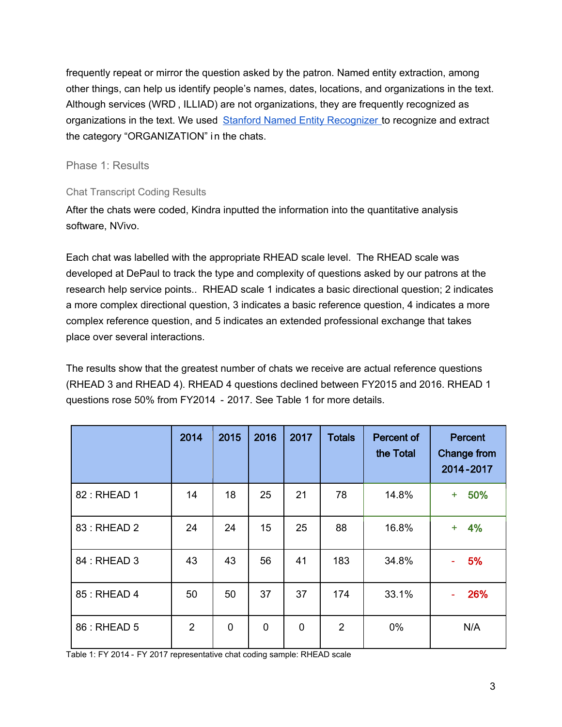frequently repeat or mirror the question asked by the patron. Named entity extraction, among other things, can help us identify people's names, dates, locations, and organizations in the text. Although services (WRD , ILLIAD) are not organizations, they are frequently recognized as organizations in the text. We used [Stanford Named Entity Recognizer](Stanford Named Entity Recognizer) to recognize and extract the category "ORGANIZATION" in the chats.

## Phase 1: Results

### Chat Transcript Coding Results

After the chats were coded, Kindra inputted the information into the quantitative analysis software, NVivo.

Each chat was labelled with the appropriate RHEAD scale level. The RHEAD scale was developed at DePaul to track the type and complexity of questions asked by our patrons at the research help service points.. RHEAD scale 1 indicates a basic directional question; 2 indicates a more complex directional question, 3 indicates a basic reference question, 4 indicates a more complex reference question, and 5 indicates an extended professional exchange that takes place over several interactions.

The results show that the greatest number of chats we receive are actual reference questions (RHEAD 3 and RHEAD 4). RHEAD 4 questions declined between FY2015 and 2016. RHEAD 1 questions rose 50% from FY2014 - 2017. See Table 1 for more details.

| | 2014 | 2015 | 2016 | 2017 | Totals | Percent of the Total | Percent Change from 2014-2017 |
|---|---|---|---|---|---|---|---|
| 82 : RHEAD 1 | 14 | 18 | 25 | 21 | 78 | 14.8% | + 50% |
| 83 : RHEAD 2 | 24 | 24 | 15 | 25 | 88 | 16.8% | + 4% |
| 84 : RHEAD 3 | 43 | 43 | 56 | 41 | 183 | 34.8% | - 5% |
| 85 : RHEAD 4 | 50 | 50 | 37 | 37 | 174 | 33.1% | - 26% |
| 86 : RHEAD 5 | 2 | 0 | 0 | 0 | 2 | 0% | N/A |

Table 1: FY 2014 - FY 2017 representative chat coding sample: RHEAD scale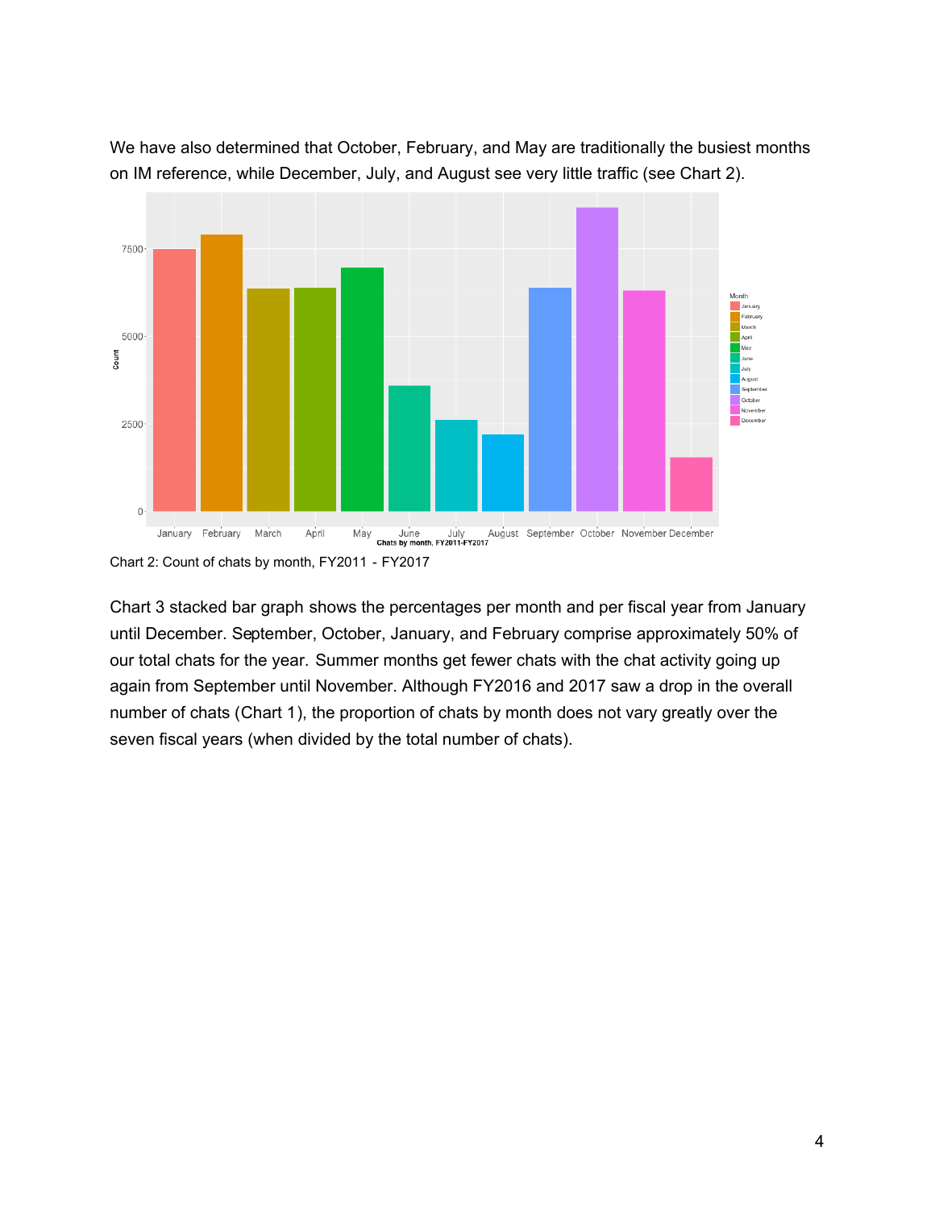We have also determined that October, February, and May are traditionally the busiest months on IM reference, while December, July, and August see very little traffic (see Chart 2).

Chart 2: Count of chats by month, FY2011 - FY2017

Chart 3 stacked bar graph shows the percentages per month and per fiscal year from January until December. September, October, January, and February comprise approximately 50% of our total chats for the year. Summer months get fewer chats with the chat activity going up again from September until November. Although FY2016 and 2017 saw a drop in the overall number of chats (Chart 1), the proportion of chats by month does not vary greatly over the seven fiscal years (when divided by the total number of chats).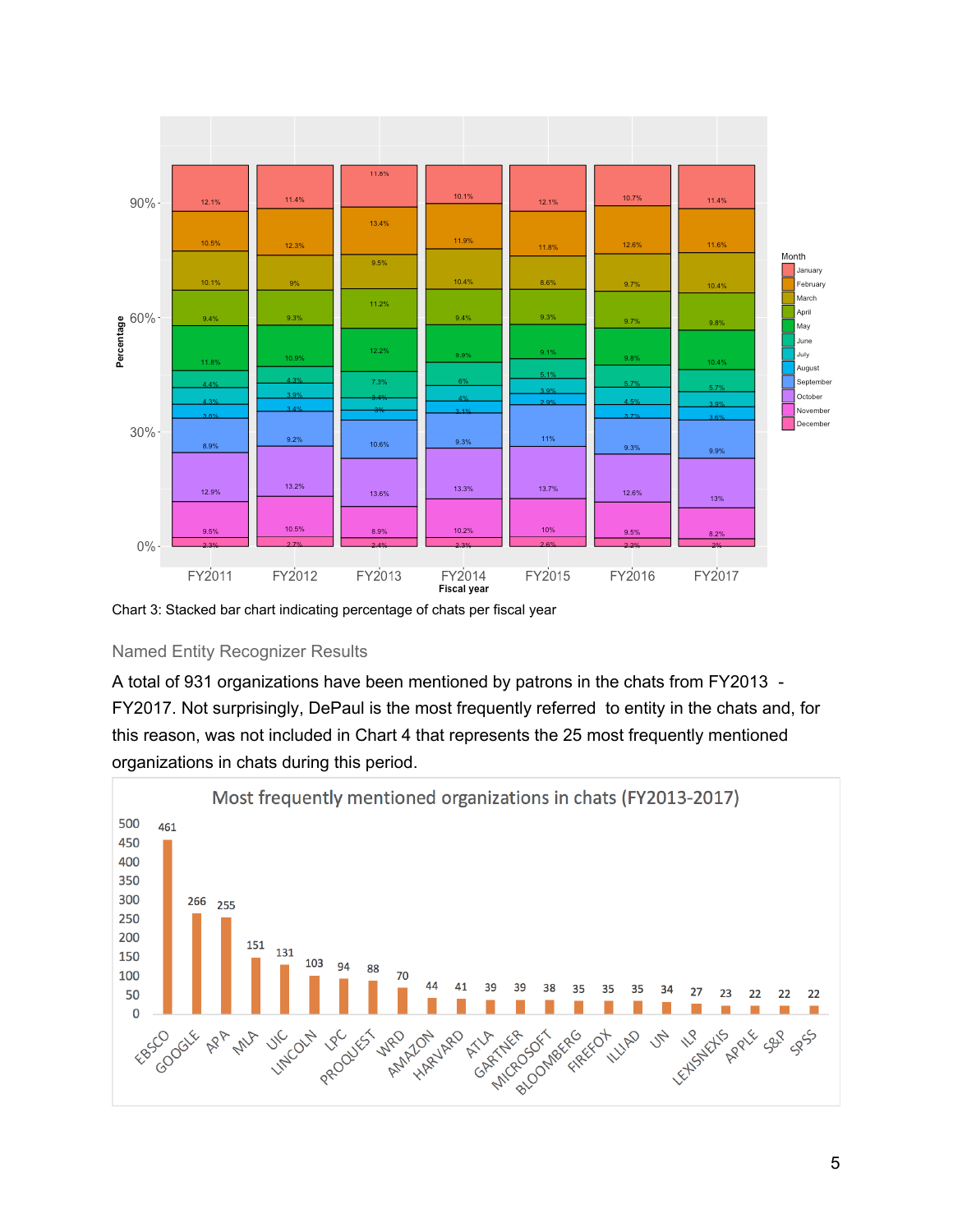Chart 3: Stacked bar chart indicating percentage of chats per fiscal year

### Named Entity Recognizer Results

A total of 931 organizations have been mentioned by patrons in the chats from FY2013 - FY2017. Not surprisingly, DePaul is the most frequently referred to entity in the chats and, for this reason, was not included in Chart 4 that represents the 25 most frequently mentioned organizations in chats during this period.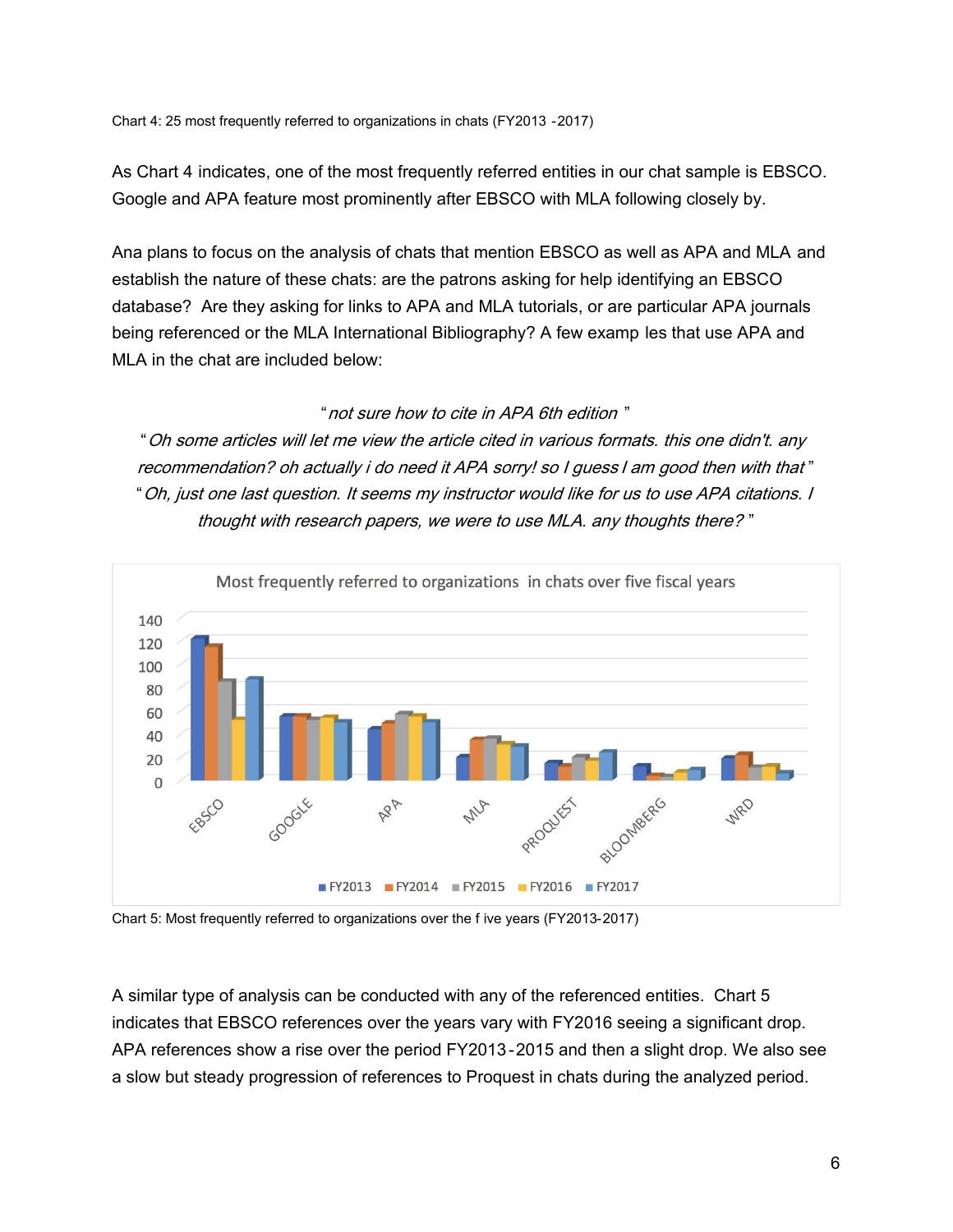Chart 4: 25 most frequently referred to organizations in chats (FY2013 -2017)

As Chart 4 indicates, one of the most frequently referred entities in our chat sample is EBSCO. Google and APA feature most prominently after EBSCO with MLA following closely by.

Ana plans to focus on the analysis of chats that mention EBSCO as well as APA and MLA and establish the nature of these chats: are the patrons asking for help identifying an EBSCO database? Are they asking for links to APA and MLA tutorials, or are particular APA journals being referenced or the MLA International Bibliography? A few examples that use APA and MLA in the chat are included below:

> *"not sure how to cite in APA 6th edition"*
>
> *"Oh some articles will let me view the article cited in various formats. this one didn't. any recommendation? oh actually i do need it APA sorry! so I guess I am good then with that"*
>
> *"Oh, just one last question. It seems my instructor would like for us to use APA citations. I thought with research papers, we were to use MLA. any thoughts there?"*

Chart 5: Most frequently referred to organizations over the five years (FY2013-2017)

A similar type of analysis can be conducted with any of the referenced entities. Chart 5 indicates that EBSCO references over the years vary with FY2016 seeing a significant drop. APA references show a rise over the period FY2013-2015 and then a slight drop. We also see a slow but steady progression of references to Proquest in chats during the analyzed period.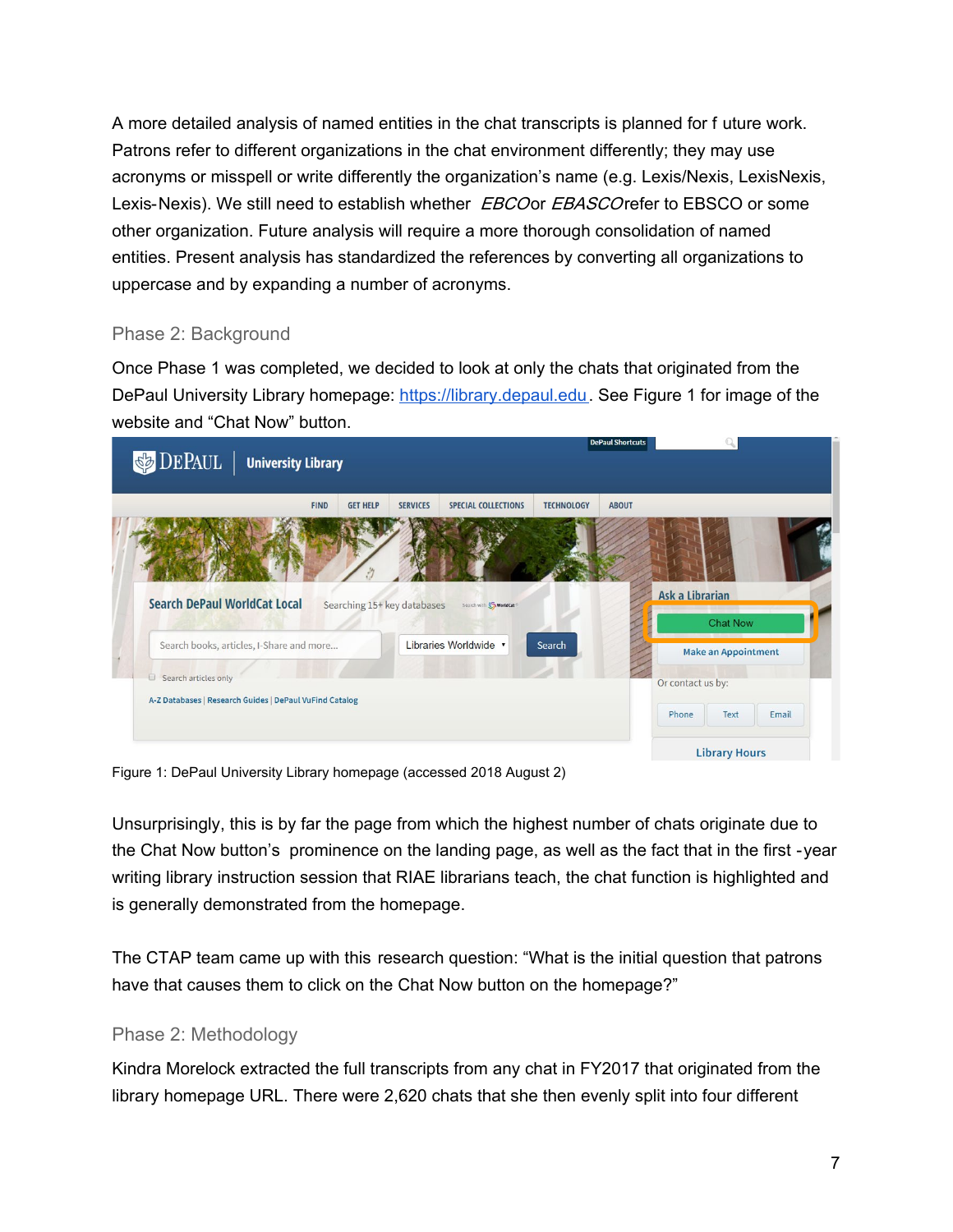A more detailed analysis of named entities in the chat transcripts is planned for future work. Patrons refer to different organizations in the chat environment differently; they may use acronyms or misspell or write differently the organization's name (e.g. Lexis/Nexis, LexisNexis, Lexis-Nexis). We still need to establish whether *EBCO* or *EBASCO* refer to EBSCO or some other organization. Future analysis will require a more thorough consolidation of named entities. Present analysis has standardized the references by converting all organizations to uppercase and by expanding a number of acronyms.

## Phase 2: Background

Once Phase 1 was completed, we decided to look at only the chats that originated from the DePaul University Library homepage: https://library.depaul.edu. See Figure 1 for image of the website and "Chat Now" button.

Figure 1: DePaul University Library homepage (accessed 2018 August 2)

Unsurprisingly, this is by far the page from which the highest number of chats originate due to the Chat Now button's prominence on the landing page, as well as the fact that in the first-year writing library instruction session that RIAE librarians teach, the chat function is highlighted and is generally demonstrated from the homepage.

The CTAP team came up with this research question: "What is the initial question that patrons have that causes them to click on the Chat Now button on the homepage?"

## Phase 2: Methodology

Kindra Morelock extracted the full transcripts from any chat in FY2017 that originated from the library homepage URL. There were 2,620 chats that she then evenly split into four different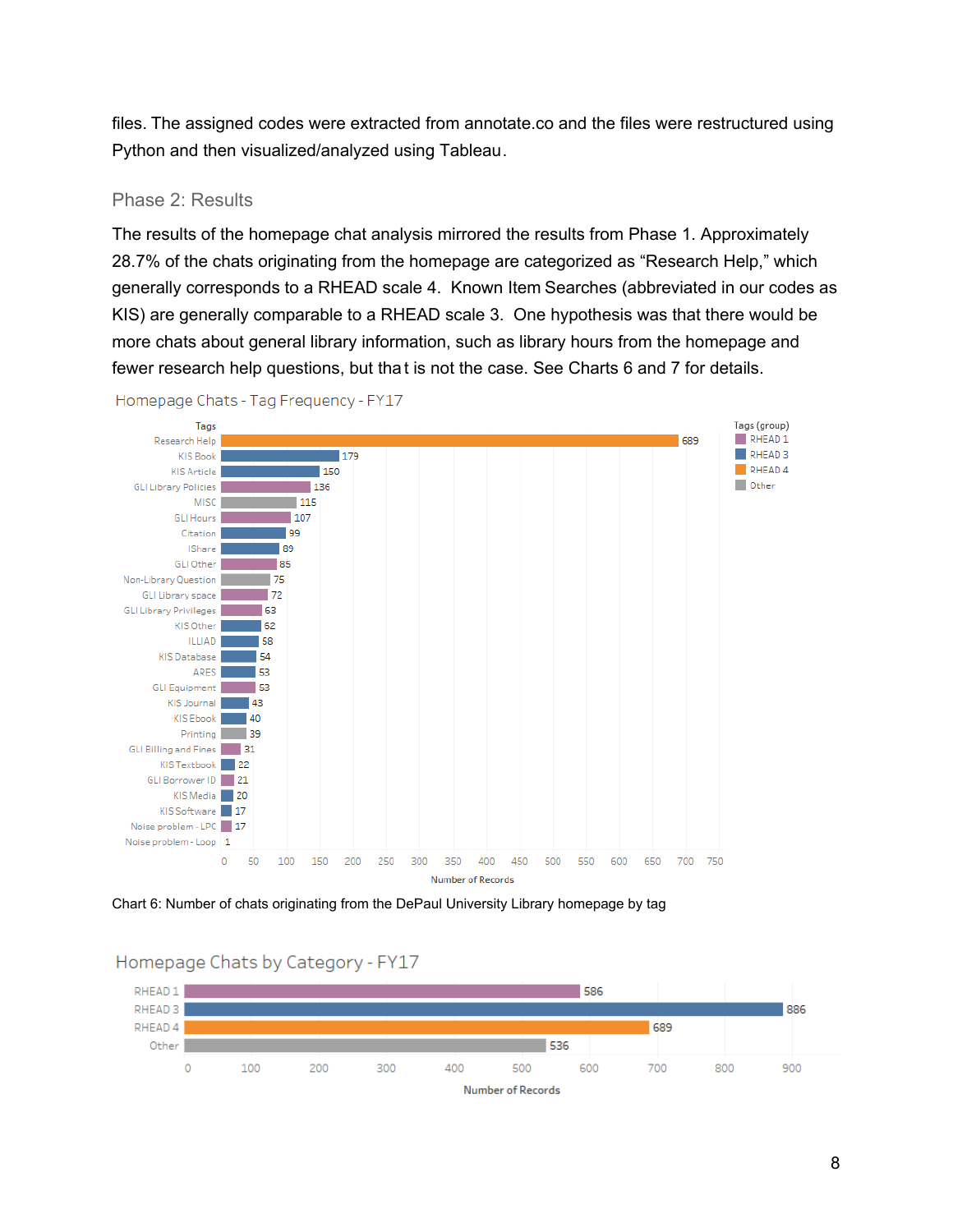files. The assigned codes were extracted from annotate.co and the files were restructured using Python and then visualized/analyzed using Tableau.

## Phase 2: Results

The results of the homepage chat analysis mirrored the results from Phase 1. Approximately 28.7% of the chats originating from the homepage are categorized as "Research Help," which generally corresponds to a RHEAD scale 4. Known Item Searches (abbreviated in our codes as KIS) are generally comparable to a RHEAD scale 3. One hypothesis was that there would be more chats about general library information, such as library hours from the homepage and fewer research help questions, but that is not the case. See Charts 6 and 7 for details.

**Homepage Chats - Tag Frequency - FY17**

| Tags | Tags (group) | Number of Records |
|---|---|---|
| Research Help | RHEAD 4 | 689 |
| KIS Book | RHEAD 3 | 179 |
| KIS Article | RHEAD 3 | 150 |
| GLI Library Policies | RHEAD 1 | 136 |
| MISC | Other | 115 |
| GLI Hours | RHEAD 1 | 107 |
| Citation | RHEAD 3 | 99 |
| IShare | RHEAD 3 | 89 |
| GLI Other | RHEAD 1 | 85 |
| Non-Library Question | Other | 75 |
| GLI Library space | RHEAD 1 | 72 |
| GLI Library Privileges | RHEAD 1 | 63 |
| KIS Other | RHEAD 3 | 62 |
| ILLIAD | RHEAD 3 | 58 |
| KIS Database | RHEAD 3 | 54 |
| ARES | RHEAD 3 | 53 |
| GLI Equipment | RHEAD 1 | 53 |
| KIS Journal | RHEAD 3 | 43 |
| KIS Ebook | RHEAD 3 | 40 |
| Printing | Other | 39 |
| GLI Billing and Fines | RHEAD 1 | 31 |
| KIS Textbook | RHEAD 3 | 22 |
| GLI Borrower ID | RHEAD 1 | 21 |
| KIS Media | RHEAD 3 | 20 |
| KIS Software | RHEAD 3 | 17 |
| Noise problem - LPC | RHEAD 1 | 17 |
| Noise problem - Loop | RHEAD 1 | 1 |

Chart 6: Number of chats originating from the DePaul University Library homepage by tag

**Homepage Chats by Category - FY17**

| Category | Number of Records |
|---|---|
| RHEAD 1 | 586 |
| RHEAD 3 | 886 |
| RHEAD 4 | 689 |
| Other | 536 |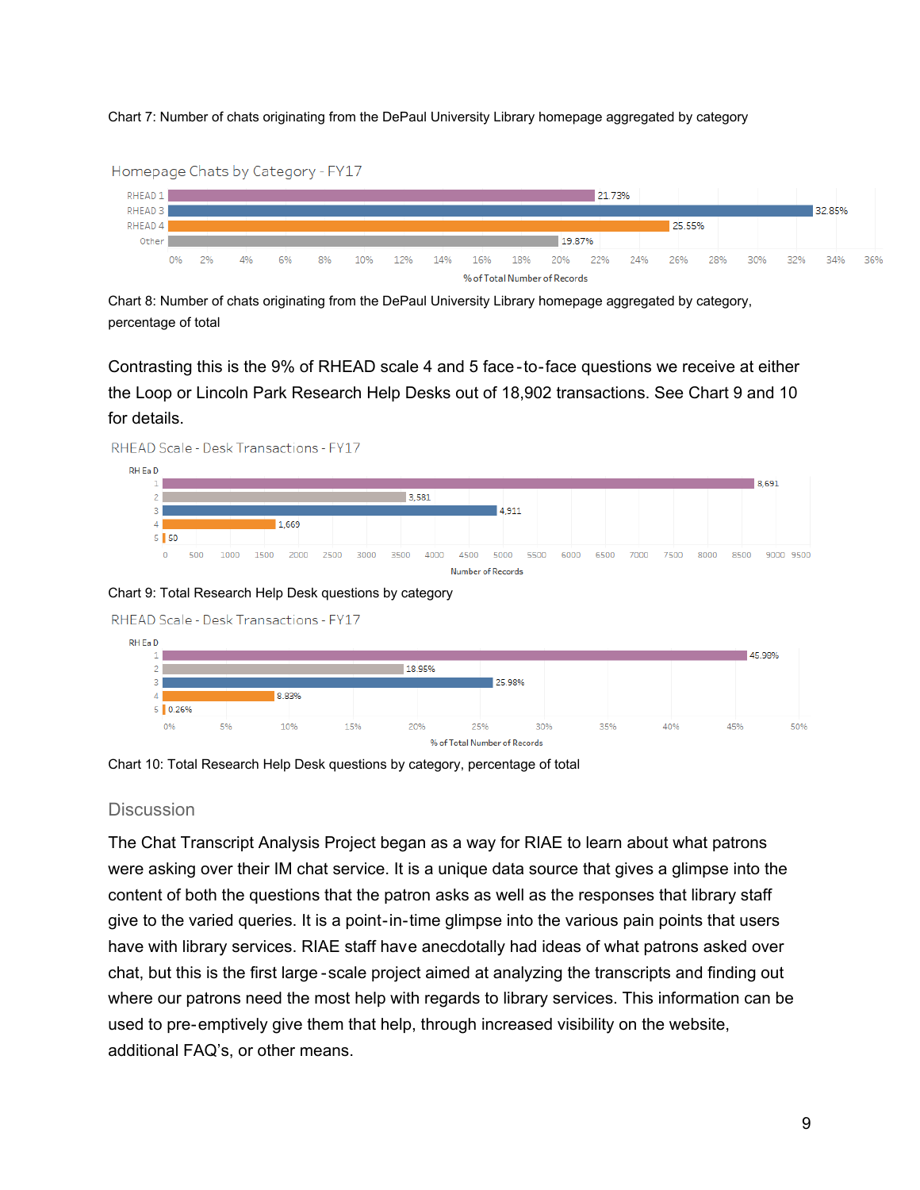Chart 7: Number of chats originating from the DePaul University Library homepage aggregated by category

Homepage Chats by Category - FY17

| Category | % of Total Number of Records |
| --- | --- |
| RHEAD 1 | 21.73% |
| RHEAD 3 | 32.85% |
| RHEAD 4 | 25.55% |
| Other | 19.87% |

Chart 8: Number of chats originating from the DePaul University Library homepage aggregated by category, percentage of total

Contrasting this is the 9% of RHEAD scale 4 and 5 face-to-face questions we receive at either the Loop or Lincoln Park Research Help Desks out of 18,902 transactions. See Chart 9 and 10 for details.

RHEAD Scale - Desk Transactions - FY17

| RH Ea D | Number of Records |
| --- | --- |
| 1 | 8,691 |
| 2 | 3,581 |
| 3 | 4,911 |
| 4 | 1,669 |
| 5 | 50 |

Chart 9: Total Research Help Desk questions by category

RHEAD Scale - Desk Transactions - FY17

| RH Ea D | % of Total Number of Records |
| --- | --- |
| 1 | 45.98% |
| 2 | 18.95% |
| 3 | 25.98% |
| 4 | 8.83% |
| 5 | 0.26% |

Chart 10: Total Research Help Desk questions by category, percentage of total

## Discussion

The Chat Transcript Analysis Project began as a way for RIAE to learn about what patrons were asking over their IM chat service. It is a unique data source that gives a glimpse into the content of both the questions that the patron asks as well as the responses that library staff give to the varied queries. It is a point-in-time glimpse into the various pain points that users have with library services. RIAE staff have anecdotally had ideas of what patrons asked over chat, but this is the first large-scale project aimed at analyzing the transcripts and finding out where our patrons need the most help with regards to library services. This information can be used to pre-emptively give them that help, through increased visibility on the website, additional FAQ's, or other means.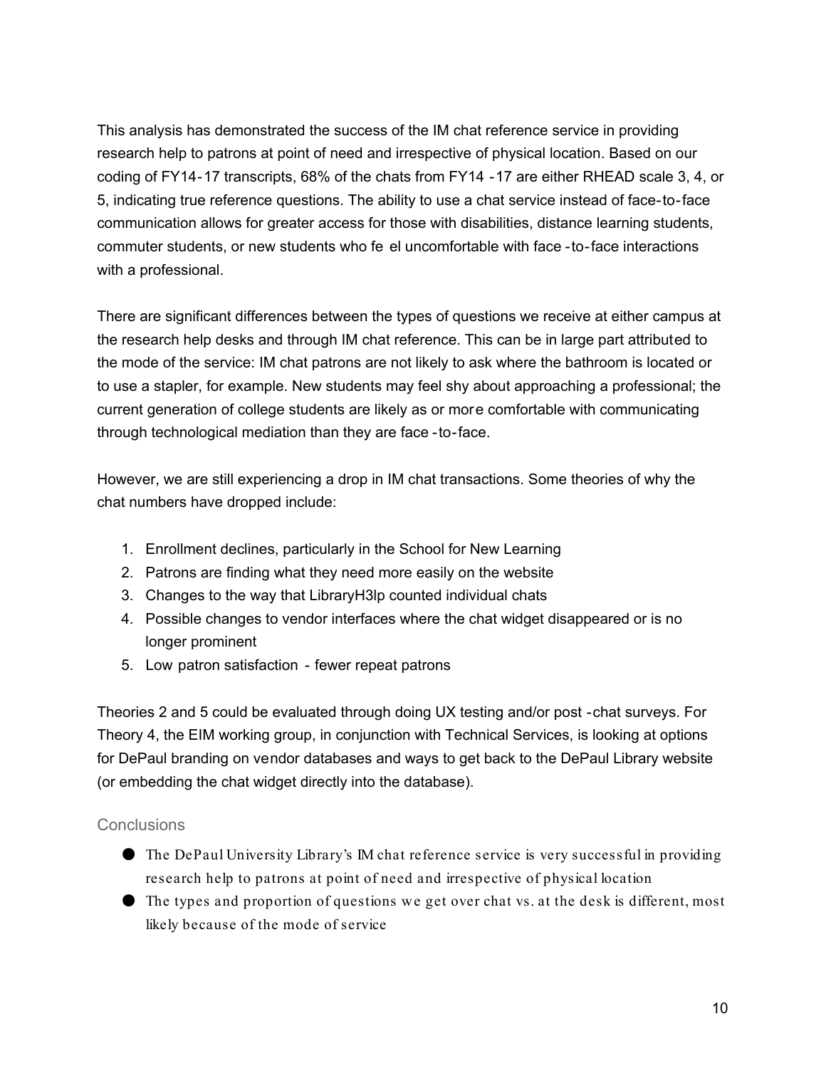This analysis has demonstrated the success of the IM chat reference service in providing research help to patrons at point of need and irrespective of physical location. Based on our coding of FY14-17 transcripts, 68% of the chats from FY14-17 are either RHEAD scale 3, 4, or 5, indicating true reference questions. The ability to use a chat service instead of face-to-face communication allows for greater access for those with disabilities, distance learning students, commuter students, or new students who feel uncomfortable with face-to-face interactions with a professional.

There are significant differences between the types of questions we receive at either campus at the research help desks and through IM chat reference. This can be in large part attributed to the mode of the service: IM chat patrons are not likely to ask where the bathroom is located or to use a stapler, for example. New students may feel shy about approaching a professional; the current generation of college students are likely as or more comfortable with communicating through technological mediation than they are face-to-face.

However, we are still experiencing a drop in IM chat transactions. Some theories of why the chat numbers have dropped include:

1. Enrollment declines, particularly in the School for New Learning
2. Patrons are finding what they need more easily on the website
3. Changes to the way that LibraryH3lp counted individual chats
4. Possible changes to vendor interfaces where the chat widget disappeared or is no longer prominent
5. Low patron satisfaction - fewer repeat patrons

Theories 2 and 5 could be evaluated through doing UX testing and/or post-chat surveys. For Theory 4, the EIM working group, in conjunction with Technical Services, is looking at options for DePaul branding on vendor databases and ways to get back to the DePaul Library website (or embedding the chat widget directly into the database).

## Conclusions

- The DePaul University Library's IM chat reference service is very successful in providing research help to patrons at point of need and irrespective of physical location
- The types and proportion of questions we get over chat vs. at the desk is different, most likely because of the mode of service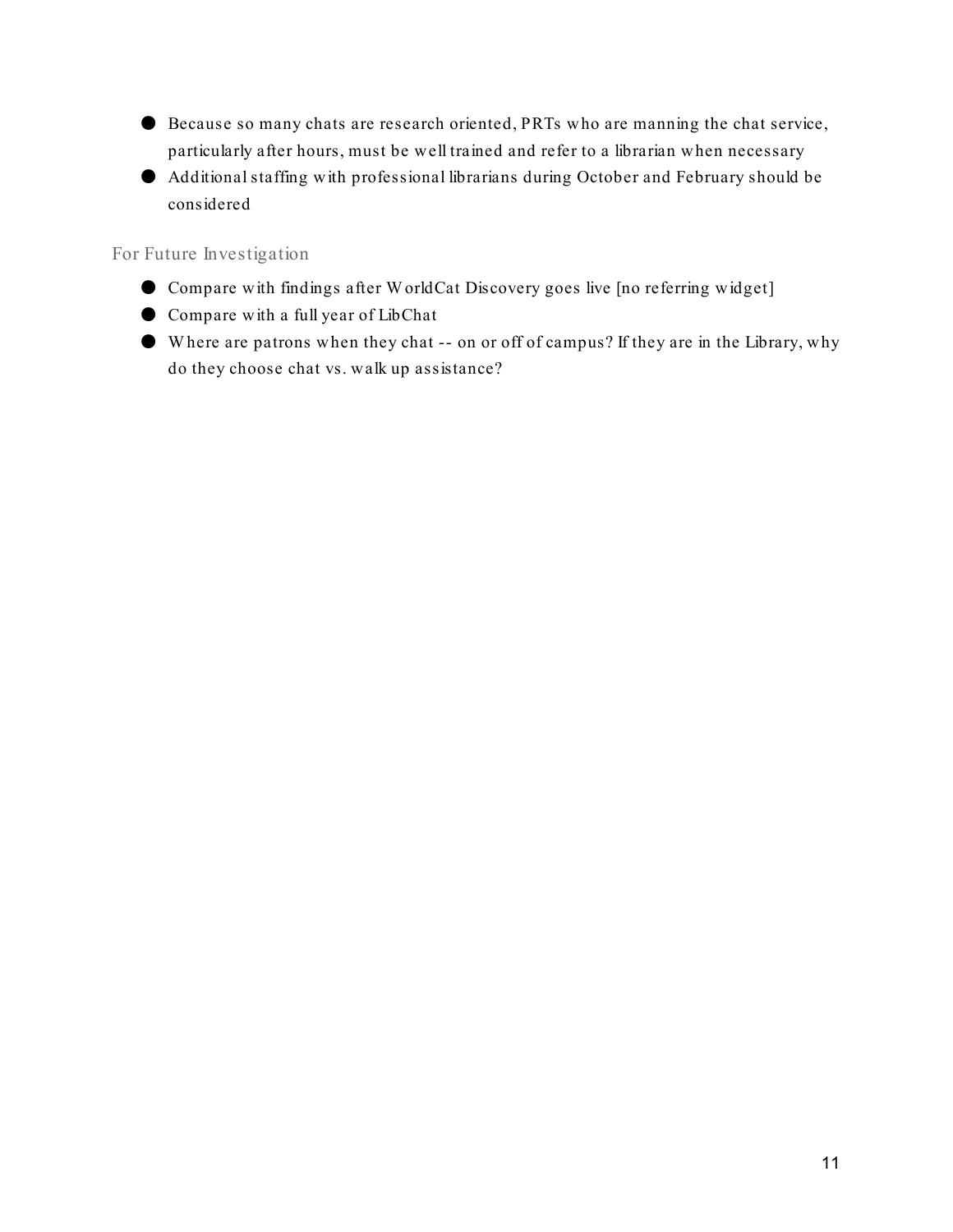- Because so many chats are research oriented, PRTs who are manning the chat service, particularly after hours, must be well trained and refer to a librarian when necessary
- Additional staffing with professional librarians during October and February should be considered

### For Future Investigation

- Compare with findings after WorldCat Discovery goes live [no referring widget]
- Compare with a full year of LibChat
- Where are patrons when they chat -- on or off of campus? If they are in the Library, why do they choose chat vs. walk up assistance?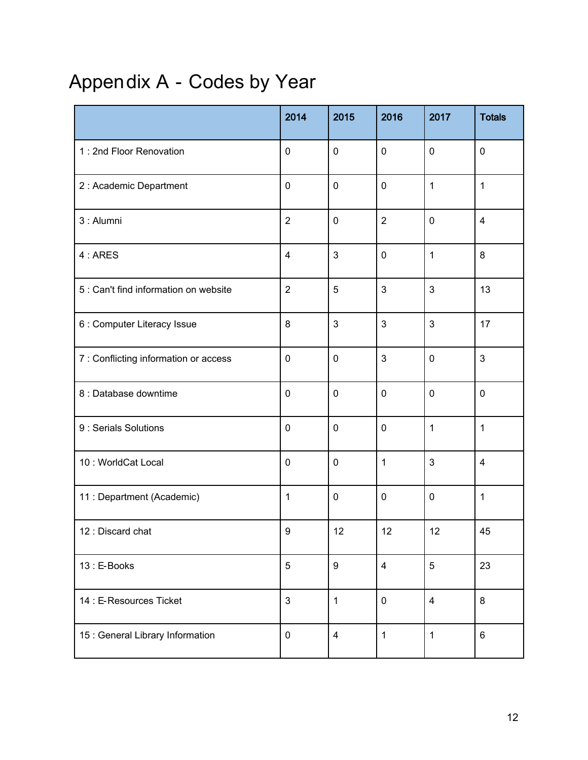# Appendix A - Codes by Year

| | 2014 | 2015 | 2016 | 2017 | Totals |
|---|---|---|---|---|---|
| 1 : 2nd Floor Renovation | 0 | 0 | 0 | 0 | 0 |
| 2 : Academic Department | 0 | 0 | 0 | 1 | 1 |
| 3 : Alumni | 2 | 0 | 2 | 0 | 4 |
| 4 : ARES | 4 | 3 | 0 | 1 | 8 |
| 5 : Can't find information on website | 2 | 5 | 3 | 3 | 13 |
| 6 : Computer Literacy Issue | 8 | 3 | 3 | 3 | 17 |
| 7 : Conflicting information or access | 0 | 0 | 3 | 0 | 3 |
| 8 : Database downtime | 0 | 0 | 0 | 0 | 0 |
| 9 : Serials Solutions | 0 | 0 | 0 | 1 | 1 |
| 10 : WorldCat Local | 0 | 0 | 1 | 3 | 4 |
| 11 : Department (Academic) | 1 | 0 | 0 | 0 | 1 |
| 12 : Discard chat | 9 | 12 | 12 | 12 | 45 |
| 13 : E-Books | 5 | 9 | 4 | 5 | 23 |
| 14 : E-Resources Ticket | 3 | 1 | 0 | 4 | 8 |
| 15 : General Library Information | 0 | 4 | 1 | 1 | 6 |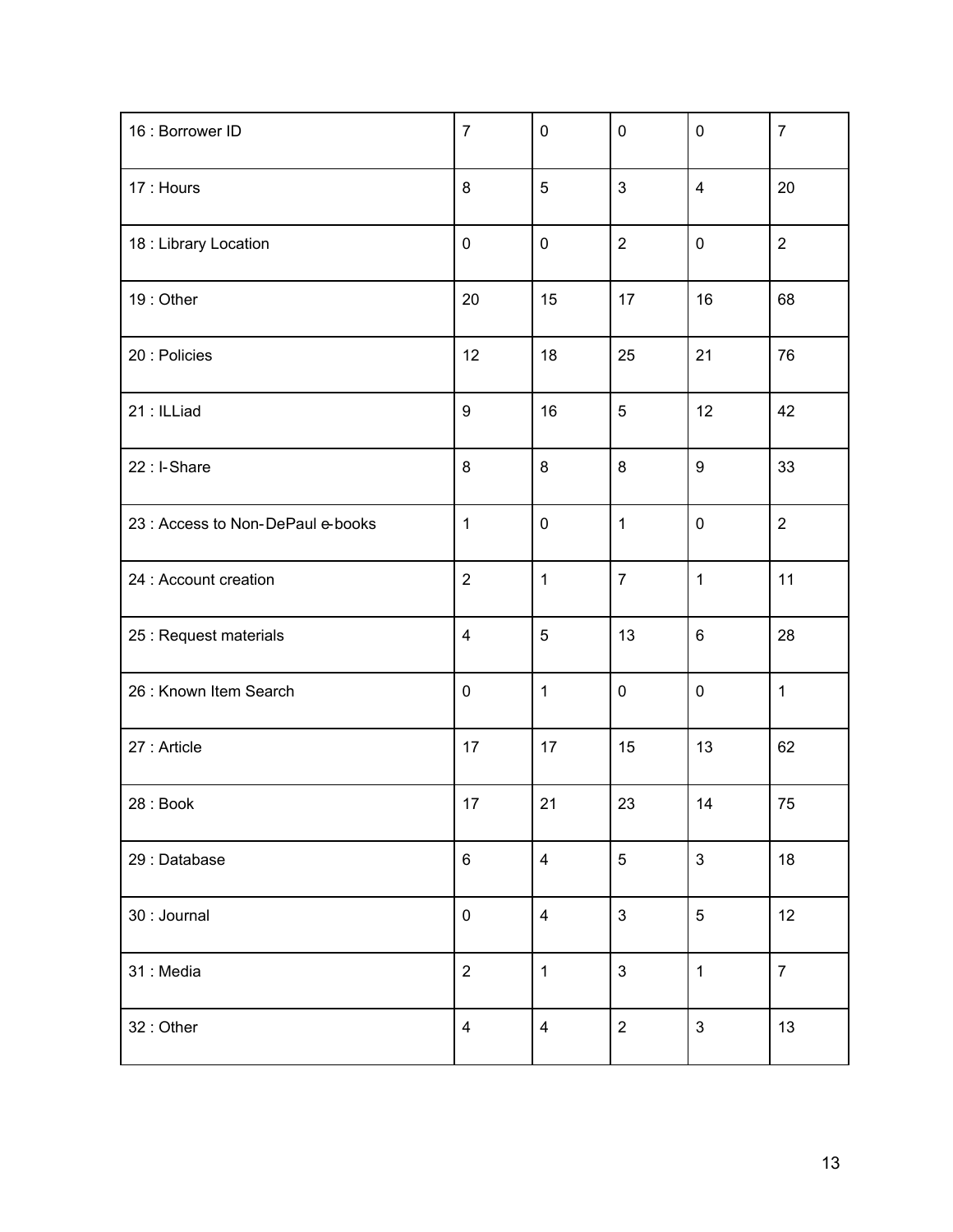| | | | | | |
|---|---|---|---|---|---|
| 16 : Borrower ID | 7 | 0 | 0 | 0 | 7 |
| 17 : Hours | 8 | 5 | 3 | 4 | 20 |
| 18 : Library Location | 0 | 0 | 2 | 0 | 2 |
| 19 : Other | 20 | 15 | 17 | 16 | 68 |
| 20 : Policies | 12 | 18 | 25 | 21 | 76 |
| 21 : ILLiad | 9 | 16 | 5 | 12 | 42 |
| 22 : I-Share | 8 | 8 | 8 | 9 | 33 |
| 23 : Access to Non-DePaul e-books | 1 | 0 | 1 | 0 | 2 |
| 24 : Account creation | 2 | 1 | 7 | 1 | 11 |
| 25 : Request materials | 4 | 5 | 13 | 6 | 28 |
| 26 : Known Item Search | 0 | 1 | 0 | 0 | 1 |
| 27 : Article | 17 | 17 | 15 | 13 | 62 |
| 28 : Book | 17 | 21 | 23 | 14 | 75 |
| 29 : Database | 6 | 4 | 5 | 3 | 18 |
| 30 : Journal | 0 | 4 | 3 | 5 | 12 |
| 31 : Media | 2 | 1 | 3 | 1 | 7 |
| 32 : Other | 4 | 4 | 2 | 3 | 13 |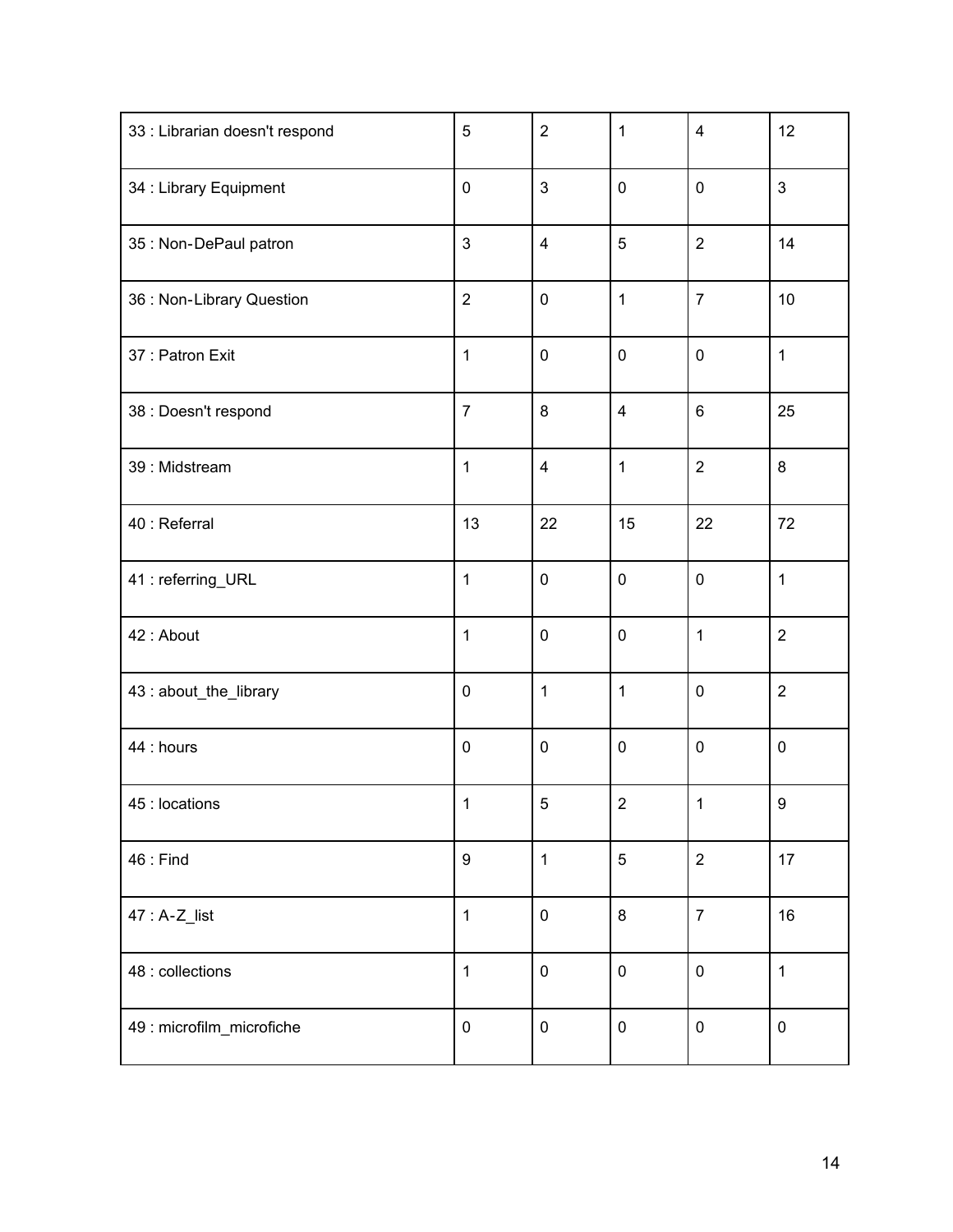| | | | | | |
|---|---|---|---|---|---|
| 33 : Librarian doesn't respond | 5 | 2 | 1 | 4 | 12 |
| 34 : Library Equipment | 0 | 3 | 0 | 0 | 3 |
| 35 : Non-DePaul patron | 3 | 4 | 5 | 2 | 14 |
| 36 : Non-Library Question | 2 | 0 | 1 | 7 | 10 |
| 37 : Patron Exit | 1 | 0 | 0 | 0 | 1 |
| 38 : Doesn't respond | 7 | 8 | 4 | 6 | 25 |
| 39 : Midstream | 1 | 4 | 1 | 2 | 8 |
| 40 : Referral | 13 | 22 | 15 | 22 | 72 |
| 41 : referring_URL | 1 | 0 | 0 | 0 | 1 |
| 42 : About | 1 | 0 | 0 | 1 | 2 |
| 43 : about_the_library | 0 | 1 | 1 | 0 | 2 |
| 44 : hours | 0 | 0 | 0 | 0 | 0 |
| 45 : locations | 1 | 5 | 2 | 1 | 9 |
| 46 : Find | 9 | 1 | 5 | 2 | 17 |
| 47 : A-Z_list | 1 | 0 | 8 | 7 | 16 |
| 48 : collections | 1 | 0 | 0 | 0 | 1 |
| 49 : microfilm_microfiche | 0 | 0 | 0 | 0 | 0 |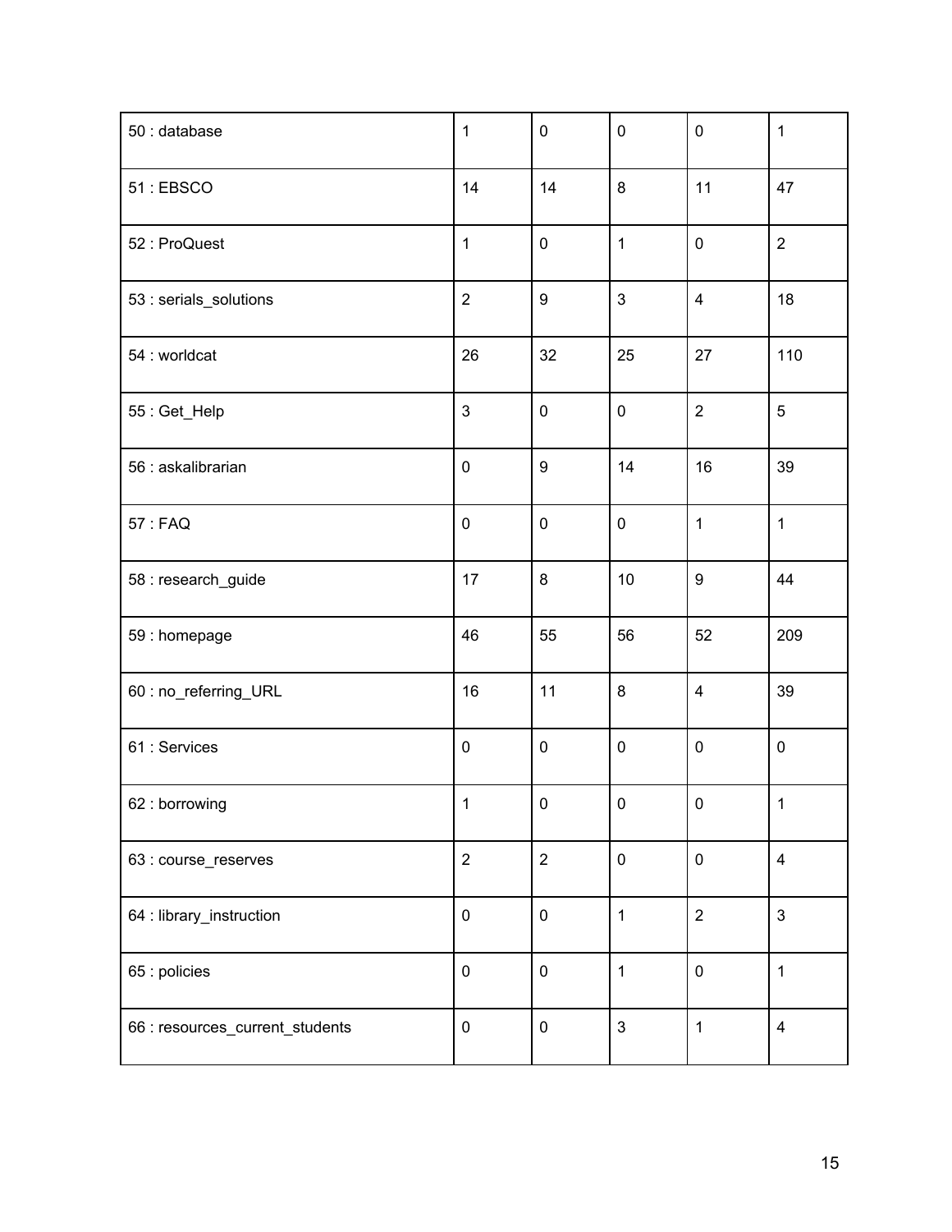| 50 : database | 1 | 0 | 0 | 0 | 1 |
|---|---|---|---|---|---|
| 51 : EBSCO | 14 | 14 | 8 | 11 | 47 |
| 52 : ProQuest | 1 | 0 | 1 | 0 | 2 |
| 53 : serials_solutions | 2 | 9 | 3 | 4 | 18 |
| 54 : worldcat | 26 | 32 | 25 | 27 | 110 |
| 55 : Get_Help | 3 | 0 | 0 | 2 | 5 |
| 56 : askalibrarian | 0 | 9 | 14 | 16 | 39 |
| 57 : FAQ | 0 | 0 | 0 | 1 | 1 |
| 58 : research_guide | 17 | 8 | 10 | 9 | 44 |
| 59 : homepage | 46 | 55 | 56 | 52 | 209 |
| 60 : no_referring_URL | 16 | 11 | 8 | 4 | 39 |
| 61 : Services | 0 | 0 | 0 | 0 | 0 |
| 62 : borrowing | 1 | 0 | 0 | 0 | 1 |
| 63 : course_reserves | 2 | 2 | 0 | 0 | 4 |
| 64 : library_instruction | 0 | 0 | 1 | 2 | 3 |
| 65 : policies | 0 | 0 | 1 | 0 | 1 |
| 66 : resources_current_students | 0 | 0 | 3 | 1 | 4 |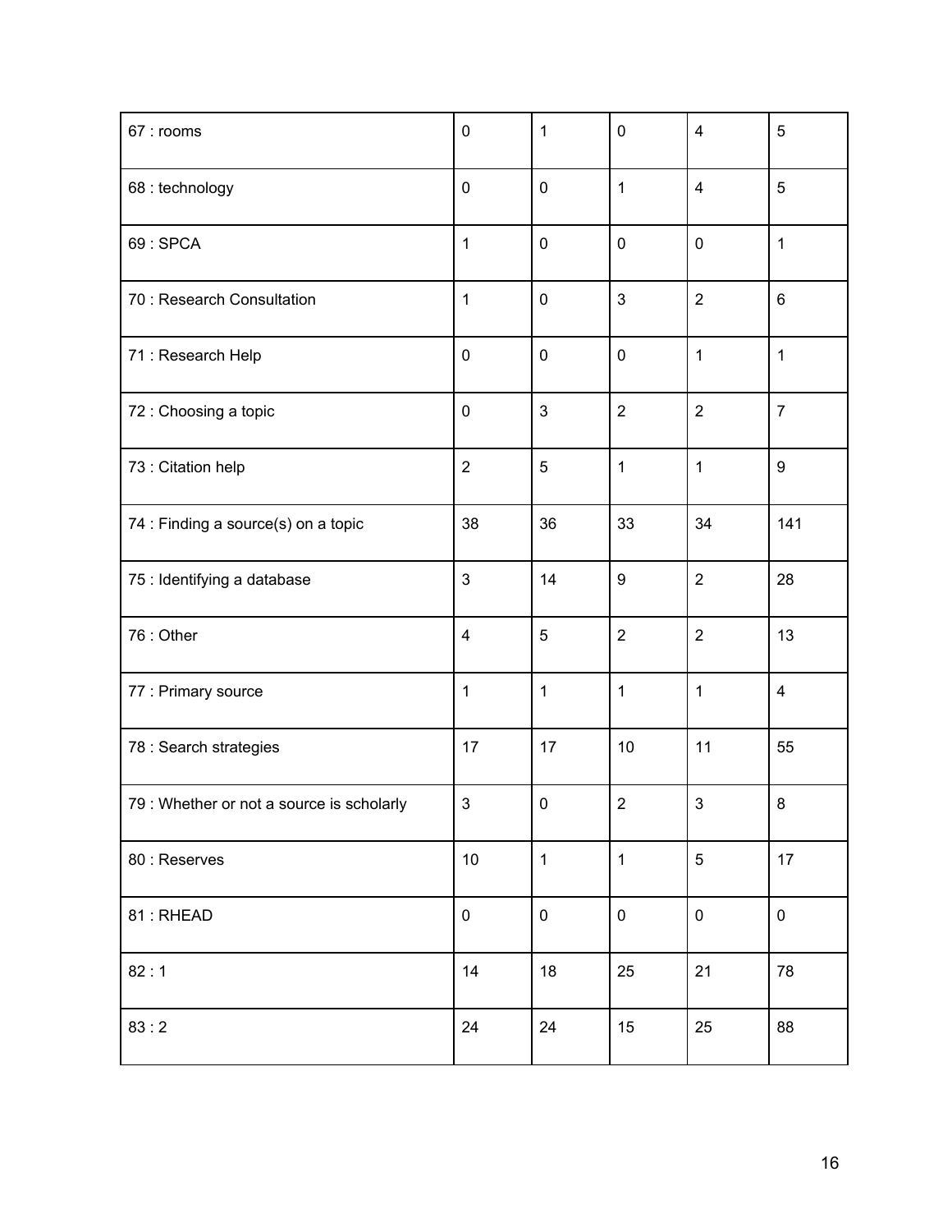| | | | | | |
|---|---|---|---|---|---|
| 67 : rooms | 0 | 1 | 0 | 4 | 5 |
| 68 : technology | 0 | 0 | 1 | 4 | 5 |
| 69 : SPCA | 1 | 0 | 0 | 0 | 1 |
| 70 : Research Consultation | 1 | 0 | 3 | 2 | 6 |
| 71 : Research Help | 0 | 0 | 0 | 1 | 1 |
| 72 : Choosing a topic | 0 | 3 | 2 | 2 | 7 |
| 73 : Citation help | 2 | 5 | 1 | 1 | 9 |
| 74 : Finding a source(s) on a topic | 38 | 36 | 33 | 34 | 141 |
| 75 : Identifying a database | 3 | 14 | 9 | 2 | 28 |
| 76 : Other | 4 | 5 | 2 | 2 | 13 |
| 77 : Primary source | 1 | 1 | 1 | 1 | 4 |
| 78 : Search strategies | 17 | 17 | 10 | 11 | 55 |
| 79 : Whether or not a source is scholarly | 3 | 0 | 2 | 3 | 8 |
| 80 : Reserves | 10 | 1 | 1 | 5 | 17 |
| 81 : RHEAD | 0 | 0 | 0 | 0 | 0 |
| 82 : 1 | 14 | 18 | 25 | 21 | 78 |
| 83 : 2 | 24 | 24 | 15 | 25 | 88 |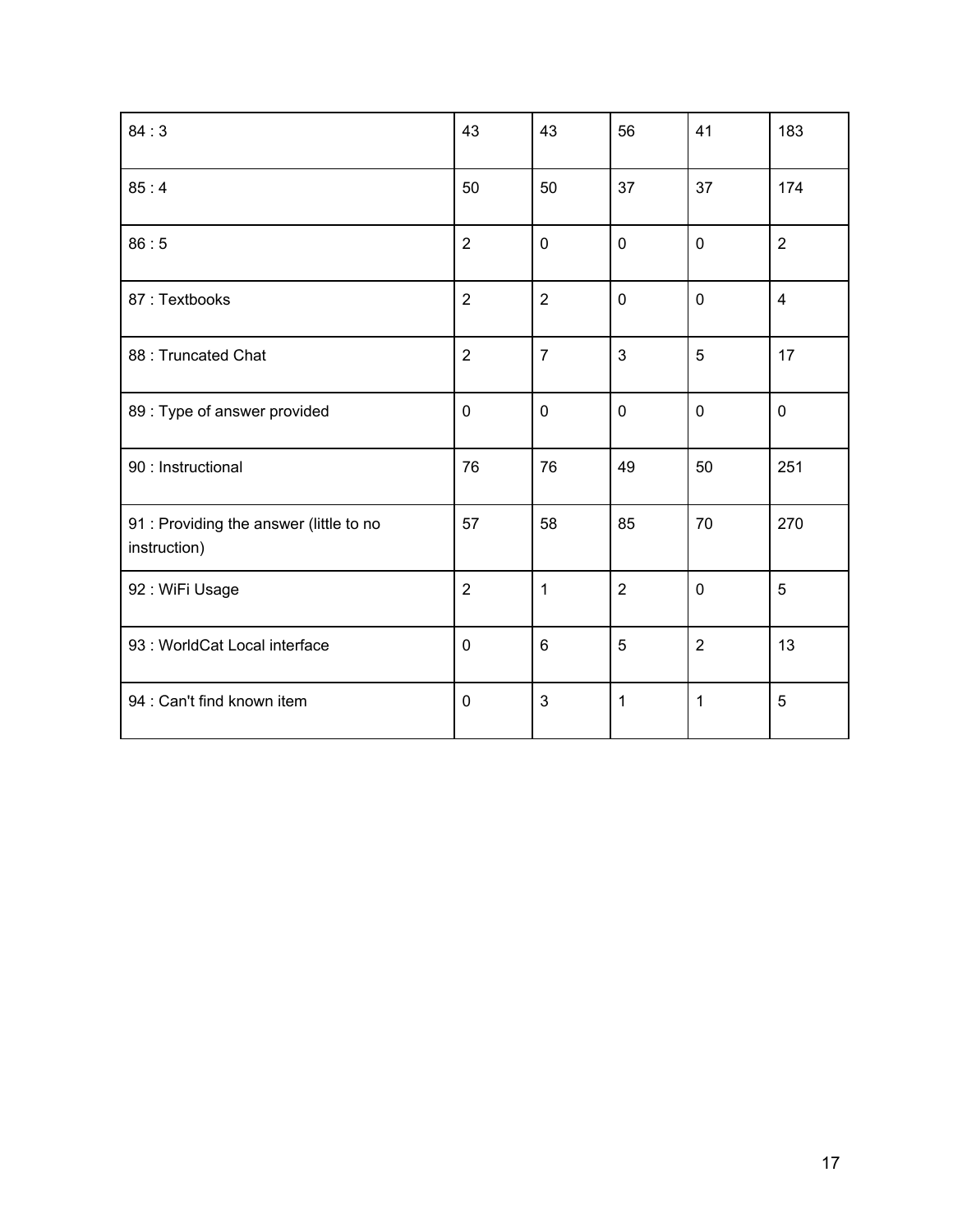| | | | | | |
|---|---|---|---|---|---|
| 84 : 3 | 43 | 43 | 56 | 41 | 183 |
| 85 : 4 | 50 | 50 | 37 | 37 | 174 |
| 86 : 5 | 2 | 0 | 0 | 0 | 2 |
| 87 : Textbooks | 2 | 2 | 0 | 0 | 4 |
| 88 : Truncated Chat | 2 | 7 | 3 | 5 | 17 |
| 89 : Type of answer provided | 0 | 0 | 0 | 0 | 0 |
| 90 : Instructional | 76 | 76 | 49 | 50 | 251 |
| 91 : Providing the answer (little to no instruction) | 57 | 58 | 85 | 70 | 270 |
| 92 : WiFi Usage | 2 | 1 | 2 | 0 | 5 |
| 93 : WorldCat Local interface | 0 | 6 | 5 | 2 | 13 |
| 94 : Can't find known item | 0 | 3 | 1 | 1 | 5 |